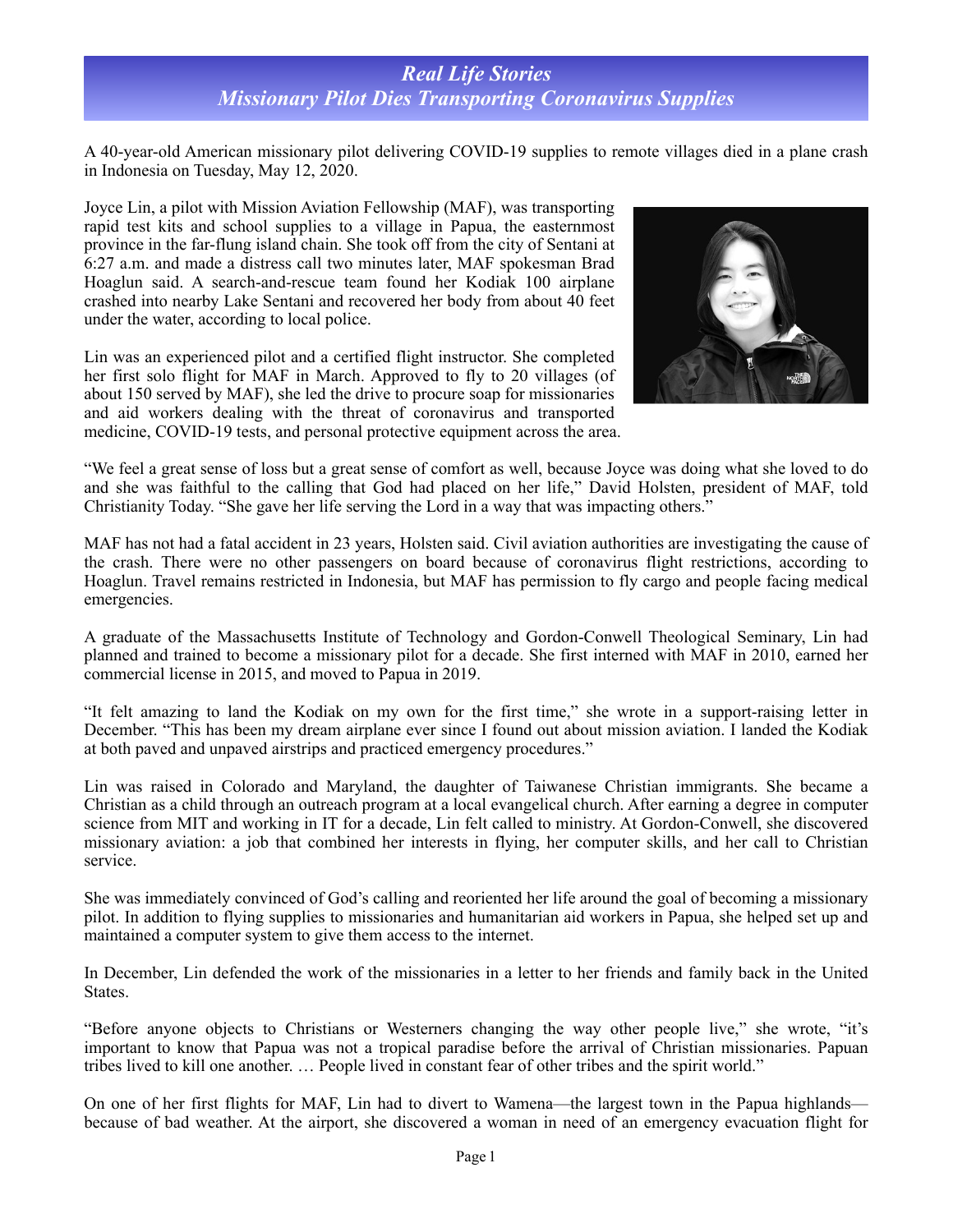## *Real Life Stories*
## *Missionary Pilot Dies Transporting Coronavirus Supplies*

A 40-year-old American missionary pilot delivering COVID-19 supplies to remote villages died in a plane crash in Indonesia on Tuesday, May 12, 2020.

Joyce Lin, a pilot with Mission Aviation Fellowship (MAF), was transporting rapid test kits and school supplies to a village in Papua, the easternmost province in the far-flung island chain. She took off from the city of Sentani at 6:27 a.m. and made a distress call two minutes later, MAF spokesman Brad Hoaglun said. A search-and-rescue team found her Kodiak 100 airplane crashed into nearby Lake Sentani and recovered her body from about 40 feet under the water, according to local police.

Lin was an experienced pilot and a certified flight instructor. She completed her first solo flight for MAF in March. Approved to fly to 20 villages (of about 150 served by MAF), she led the drive to procure soap for missionaries and aid workers dealing with the threat of coronavirus and transported medicine, COVID-19 tests, and personal protective equipment across the area.

"We feel a great sense of loss but a great sense of comfort as well, because Joyce was doing what she loved to do and she was faithful to the calling that God had placed on her life," David Holsten, president of MAF, told Christianity Today. "She gave her life serving the Lord in a way that was impacting others."

MAF has not had a fatal accident in 23 years, Holsten said. Civil aviation authorities are investigating the cause of the crash. There were no other passengers on board because of coronavirus flight restrictions, according to Hoaglun. Travel remains restricted in Indonesia, but MAF has permission to fly cargo and people facing medical emergencies.

A graduate of the Massachusetts Institute of Technology and Gordon-Conwell Theological Seminary, Lin had planned and trained to become a missionary pilot for a decade. She first interned with MAF in 2010, earned her commercial license in 2015, and moved to Papua in 2019.

"It felt amazing to land the Kodiak on my own for the first time," she wrote in a support-raising letter in December. "This has been my dream airplane ever since I found out about mission aviation. I landed the Kodiak at both paved and unpaved airstrips and practiced emergency procedures."

Lin was raised in Colorado and Maryland, the daughter of Taiwanese Christian immigrants. She became a Christian as a child through an outreach program at a local evangelical church. After earning a degree in computer science from MIT and working in IT for a decade, Lin felt called to ministry. At Gordon-Conwell, she discovered missionary aviation: a job that combined her interests in flying, her computer skills, and her call to Christian service.

She was immediately convinced of God's calling and reoriented her life around the goal of becoming a missionary pilot. In addition to flying supplies to missionaries and humanitarian aid workers in Papua, she helped set up and maintained a computer system to give them access to the internet.

In December, Lin defended the work of the missionaries in a letter to her friends and family back in the United States.

"Before anyone objects to Christians or Westerners changing the way other people live," she wrote, "it's important to know that Papua was not a tropical paradise before the arrival of Christian missionaries. Papuan tribes lived to kill one another. … People lived in constant fear of other tribes and the spirit world."

On one of her first flights for MAF, Lin had to divert to Wamena—the largest town in the Papua highlands—because of bad weather. At the airport, she discovered a woman in need of an emergency evacuation flight for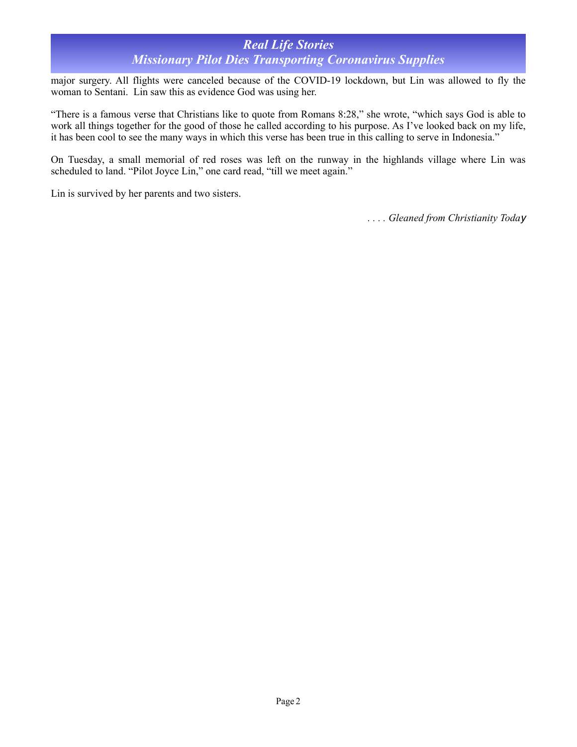major surgery. All flights were canceled because of the COVID-19 lockdown, but Lin was allowed to fly the woman to Sentani. Lin saw this as evidence God was using her.

"There is a famous verse that Christians like to quote from Romans 8:28," she wrote, "which says God is able to work all things together for the good of those he called according to his purpose. As I've looked back on my life, it has been cool to see the many ways in which this verse has been true in this calling to serve in Indonesia."

On Tuesday, a small memorial of red roses was left on the runway in the highlands village where Lin was scheduled to land. "Pilot Joyce Lin," one card read, "till we meet again."

Lin is survived by her parents and two sisters.

. . . . *Gleaned from Christianity Today*